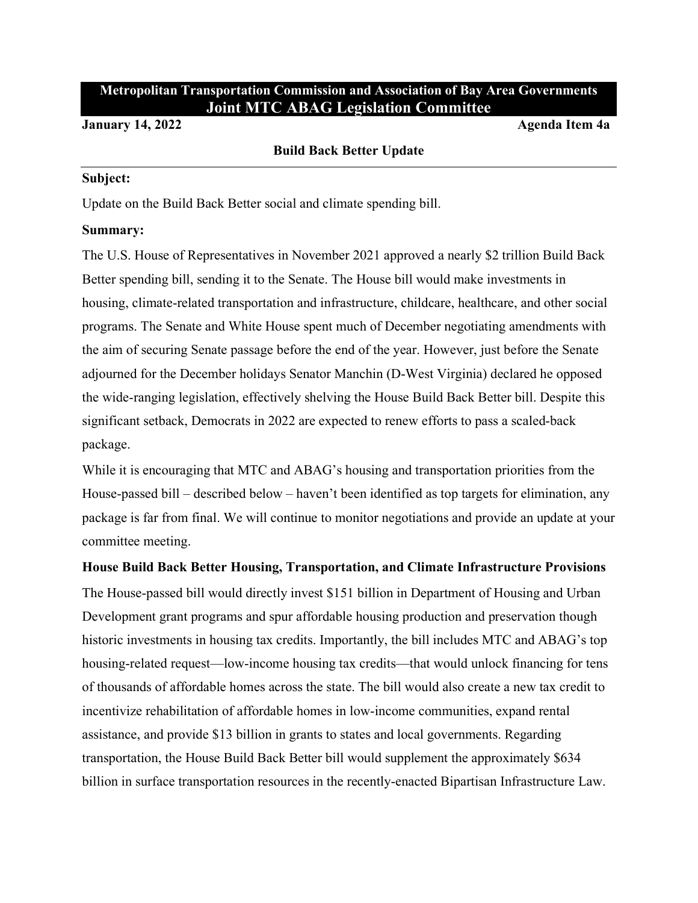**Metropolitan Transportation Commission and Association of Bay Area Governments**
# Joint MTC ABAG Legislation Committee

**January 14, 2022** **Agenda Item 4a**

## Build Back Better Update

---

**Subject:**

Update on the Build Back Better social and climate spending bill.

**Summary:**

The U.S. House of Representatives in November 2021 approved a nearly $2 trillion Build Back Better spending bill, sending it to the Senate. The House bill would make investments in housing, climate-related transportation and infrastructure, childcare, healthcare, and other social programs. The Senate and White House spent much of December negotiating amendments with the aim of securing Senate passage before the end of the year. However, just before the Senate adjourned for the December holidays Senator Manchin (D-West Virginia) declared he opposed the wide-ranging legislation, effectively shelving the House Build Back Better bill. Despite this significant setback, Democrats in 2022 are expected to renew efforts to pass a scaled-back package.

While it is encouraging that MTC and ABAG's housing and transportation priorities from the House-passed bill – described below – haven't been identified as top targets for elimination, any package is far from final. We will continue to monitor negotiations and provide an update at your committee meeting.

**House Build Back Better Housing, Transportation, and Climate Infrastructure Provisions**

The House-passed bill would directly invest $151 billion in Department of Housing and Urban Development grant programs and spur affordable housing production and preservation though historic investments in housing tax credits. Importantly, the bill includes MTC and ABAG's top housing-related request—low-income housing tax credits—that would unlock financing for tens of thousands of affordable homes across the state. The bill would also create a new tax credit to incentivize rehabilitation of affordable homes in low-income communities, expand rental assistance, and provide $13 billion in grants to states and local governments. Regarding transportation, the House Build Back Better bill would supplement the approximately $634 billion in surface transportation resources in the recently-enacted Bipartisan Infrastructure Law.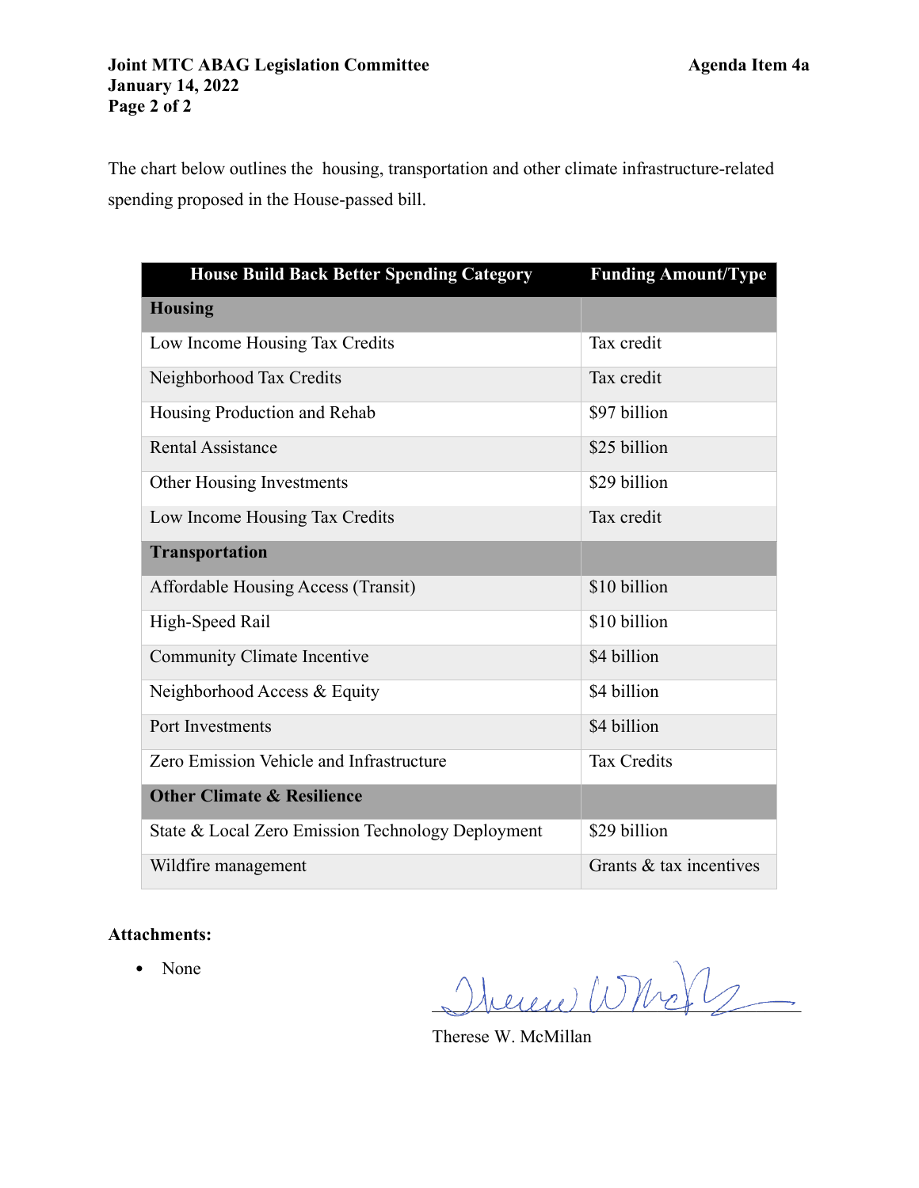The chart below outlines the housing, transportation and other climate infrastructure-related spending proposed in the House-passed bill.

| House Build Back Better Spending Category | Funding Amount/Type |
|---|---|
| **Housing** | |
| Low Income Housing Tax Credits | Tax credit |
| Neighborhood Tax Credits | Tax credit |
| Housing Production and Rehab | $97 billion |
| Rental Assistance | $25 billion |
| Other Housing Investments | $29 billion |
| Low Income Housing Tax Credits | Tax credit |
| **Transportation** | |
| Affordable Housing Access (Transit) | $10 billion |
| High-Speed Rail | $10 billion |
| Community Climate Incentive | $4 billion |
| Neighborhood Access & Equity | $4 billion |
| Port Investments | $4 billion |
| Zero Emission Vehicle and Infrastructure | Tax Credits |
| **Other Climate & Resilience** | |
| State & Local Zero Emission Technology Deployment | $29 billion |
| Wildfire management | Grants & tax incentives |

**Attachments:**

- None

Therese W. McMillan